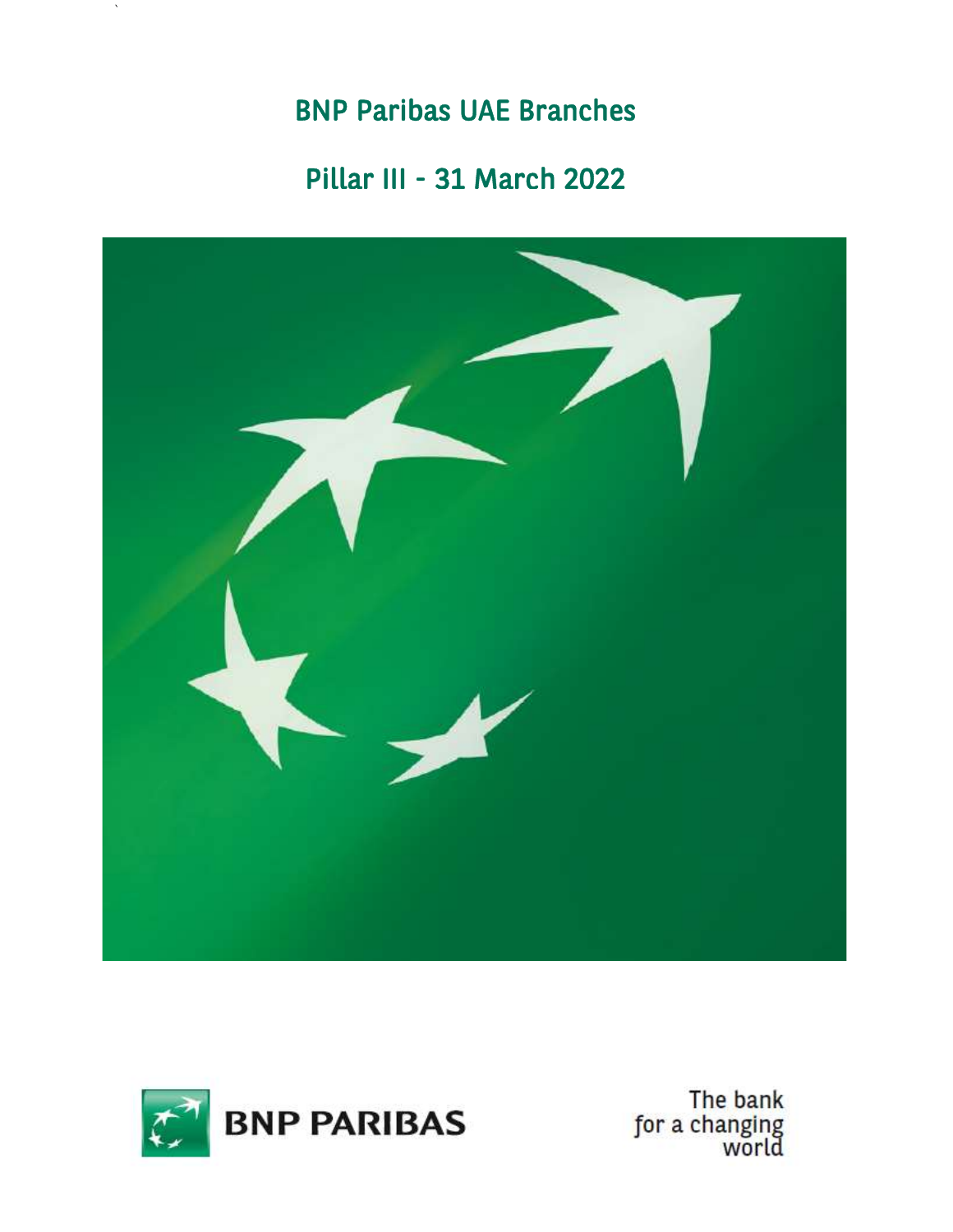# BNP Paribas UAE Branches

# Pillar III - 31 March 2022

BNP PARIBAS

The bank for a changing world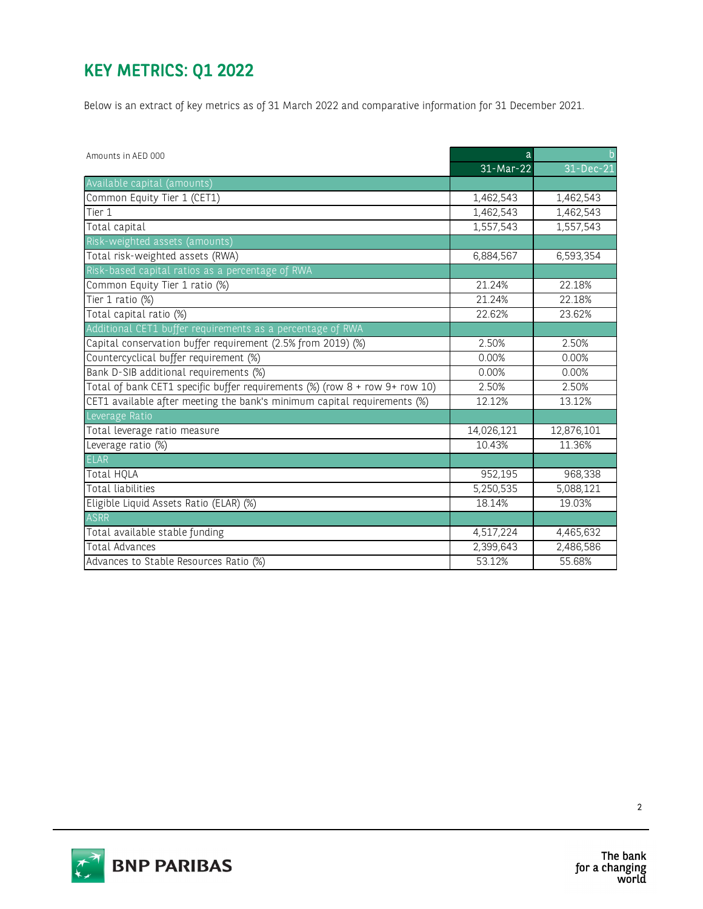# KEY METRICS: Q1 2022

Below is an extract of key metrics as of 31 March 2022 and comparative information for 31 December 2021.

| Amounts in AED 000 | a | b |
|---|---|---|
| | 31-Mar-22 | 31-Dec-21 |
| Available capital (amounts) | | |
| Common Equity Tier 1 (CET1) | 1,462,543 | 1,462,543 |
| Tier 1 | 1,462,543 | 1,462,543 |
| Total capital | 1,557,543 | 1,557,543 |
| Risk-weighted assets (amounts) | | |
| Total risk-weighted assets (RWA) | 6,884,567 | 6,593,354 |
| Risk-based capital ratios as a percentage of RWA | | |
| Common Equity Tier 1 ratio (%) | 21.24% | 22.18% |
| Tier 1 ratio (%) | 21.24% | 22.18% |
| Total capital ratio (%) | 22.62% | 23.62% |
| Additional CET1 buffer requirements as a percentage of RWA | | |
| Capital conservation buffer requirement (2.5% from 2019) (%) | 2.50% | 2.50% |
| Countercyclical buffer requirement (%) | 0.00% | 0.00% |
| Bank D-SIB additional requirements (%) | 0.00% | 0.00% |
| Total of bank CET1 specific buffer requirements (%) (row 8 + row 9+ row 10) | 2.50% | 2.50% |
| CET1 available after meeting the bank's minimum capital requirements (%) | 12.12% | 13.12% |
| Leverage Ratio | | |
| Total leverage ratio measure | 14,026,121 | 12,876,101 |
| Leverage ratio (%) | 10.43% | 11.36% |
| ELAR | | |
| Total HQLA | 952,195 | 968,338 |
| Total liabilities | 5,250,535 | 5,088,121 |
| Eligible Liquid Assets Ratio (ELAR) (%) | 18.14% | 19.03% |
| ASRR | | |
| Total available stable funding | 4,517,224 | 4,465,632 |
| Total Advances | 2,399,643 | 2,486,586 |
| Advances to Stable Resources Ratio (%) | 53.12% | 55.68% |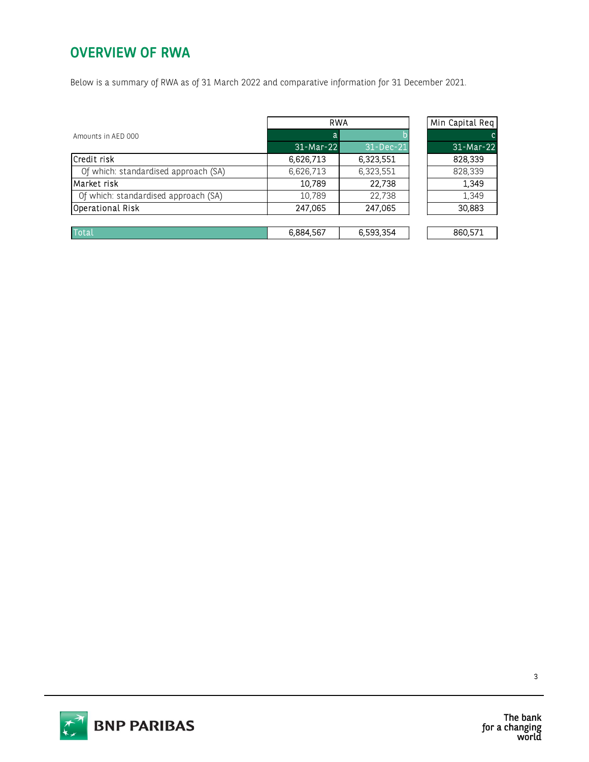# OVERVIEW OF RWA

Below is a summary of RWA as of 31 March 2022 and comparative information for 31 December 2021.

| Amounts in AED 000 | RWA | | Min Capital Req |
|---|---|---|---|
| | a | b | c |
| | 31-Mar-22 | 31-Dec-21 | 31-Mar-22 |
| Credit risk | 6,626,713 | 6,323,551 | 828,339 |
| Of which: standardised approach (SA) | 6,626,713 | 6,323,551 | 828,339 |
| Market risk | 10,789 | 22,738 | 1,349 |
| Of which: standardised approach (SA) | 10,789 | 22,738 | 1,349 |
| Operational Risk | 247,065 | 247,065 | 30,883 |
| Total | 6,884,567 | 6,593,354 | 860,571 |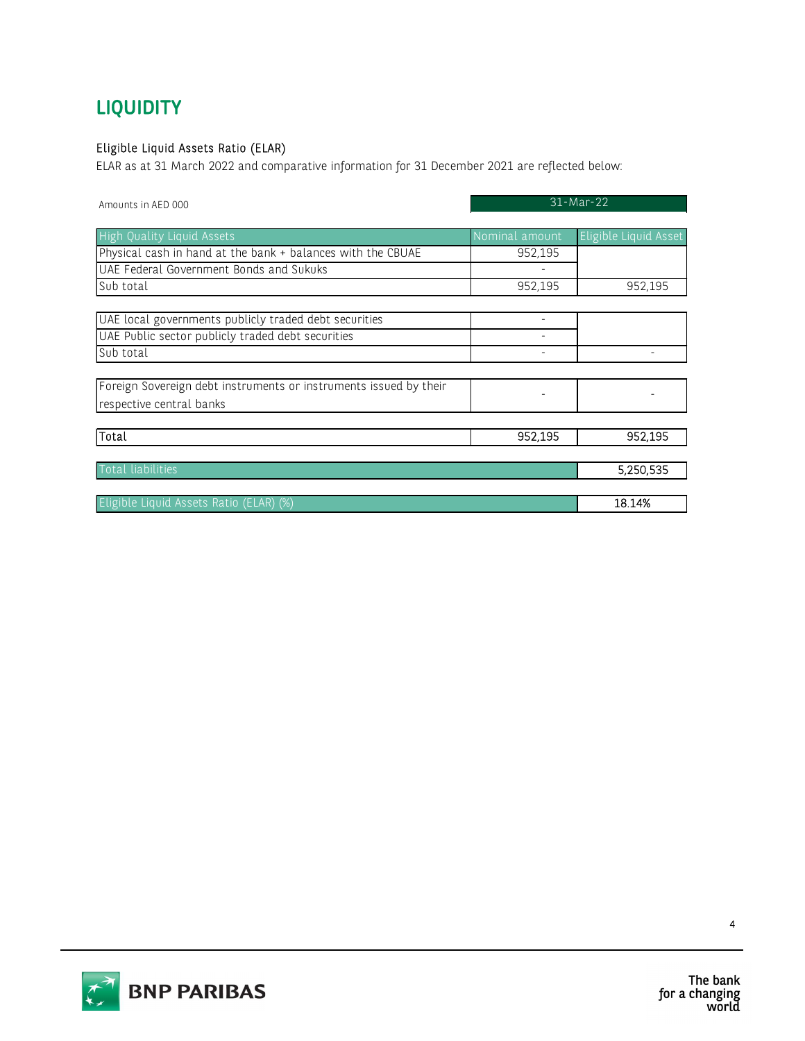# LIQUIDITY

### Eligible Liquid Assets Ratio (ELAR)

ELAR as at 31 March 2022 and comparative information for 31 December 2021 are reflected below:

| Amounts in AED 000 | 31-Mar-22 | |
|---|---|---|
| **High Quality Liquid Assets** | **Nominal amount** | **Eligible Liquid Asset** |
| Physical cash in hand at the bank + balances with the CBUAE | 952,195 | |
| UAE Federal Government Bonds and Sukuks | - | |
| Sub total | 952,195 | 952,195 |
| UAE local governments publicly traded debt securities | - | |
| UAE Public sector publicly traded debt securities | - | |
| Sub total | - | - |
| Foreign Sovereign debt instruments or instruments issued by their respective central banks | - | - |
| Total | 952,195 | 952,195 |
| Total liabilities | | 5,250,535 |
| Eligible Liquid Assets Ratio (ELAR) (%) | | 18.14% |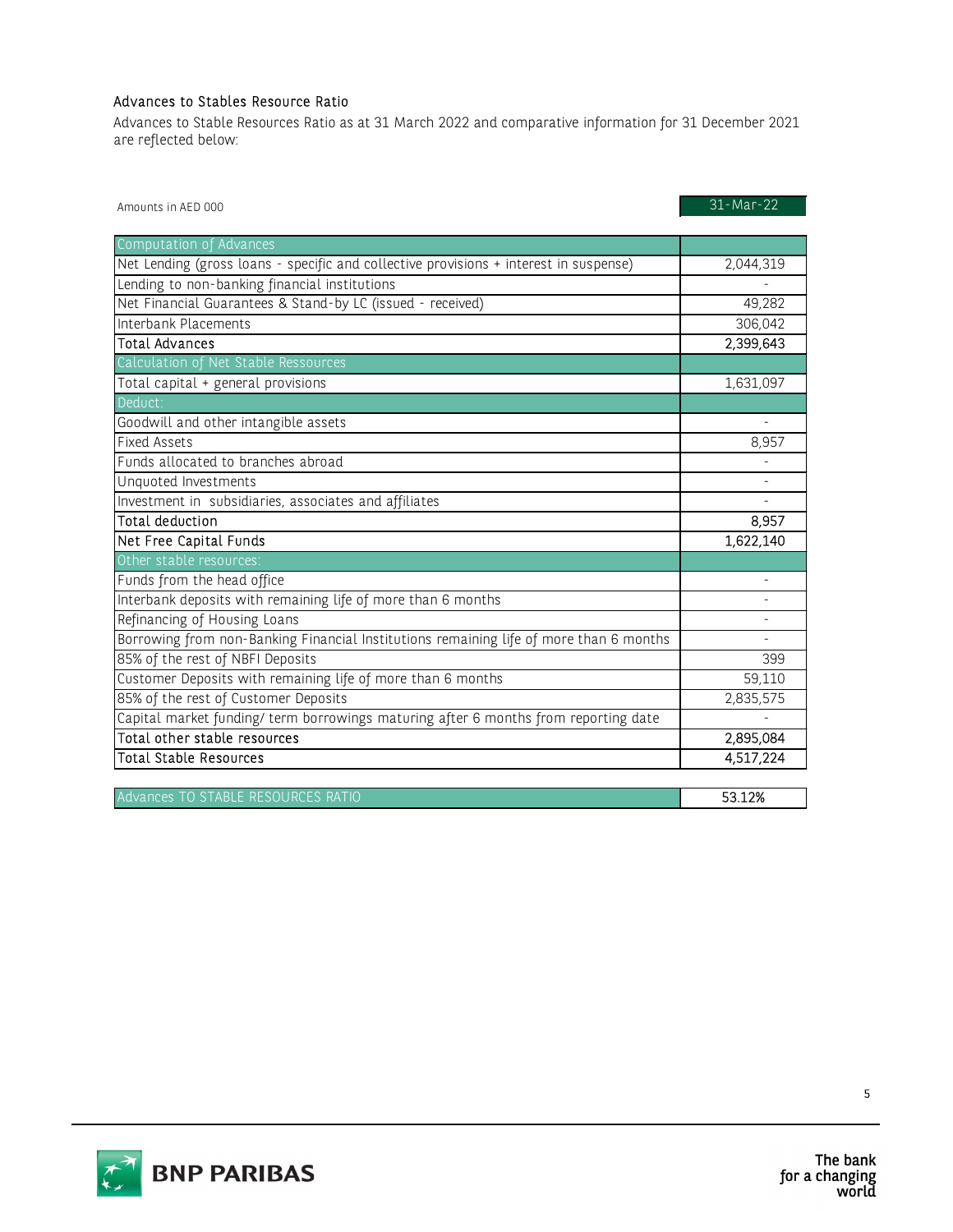### Advances to Stables Resource Ratio

Advances to Stable Resources Ratio as at 31 March 2022 and comparative information for 31 December 2021 are reflected below:

| Amounts in AED 000 | 31-Mar-22 |
|---|---|
| **Computation of Advances** | |
| Net Lending (gross loans - specific and collective provisions + interest in suspense) | 2,044,319 |
| Lending to non-banking financial institutions | - |
| Net Financial Guarantees & Stand-by LC (issued - received) | 49,282 |
| Interbank Placements | 306,042 |
| **Total Advances** | **2,399,643** |
| **Calculation of Net Stable Ressources** | |
| Total capital + general provisions | 1,631,097 |
| **Deduct:** | |
| Goodwill and other intangible assets | - |
| Fixed Assets | 8,957 |
| Funds allocated to branches abroad | - |
| Unquoted Investments | - |
| Investment in subsidiaries, associates and affiliates | - |
| **Total deduction** | **8,957** |
| **Net Free Capital Funds** | **1,622,140** |
| **Other stable resources:** | |
| Funds from the head office | - |
| Interbank deposits with remaining life of more than 6 months | - |
| Refinancing of Housing Loans | - |
| Borrowing from non-Banking Financial Institutions remaining life of more than 6 months | - |
| 85% of the rest of NBFI Deposits | 399 |
| Customer Deposits with remaining life of more than 6 months | 59,110 |
| 85% of the rest of Customer Deposits | 2,835,575 |
| Capital market funding/ term borrowings maturing after 6 months from reporting date | - |
| **Total other stable resources** | **2,895,084** |
| **Total Stable Resources** | **4,517,224** |
| | |
| **Advances TO STABLE RESOURCES RATIO** | **53.12%** |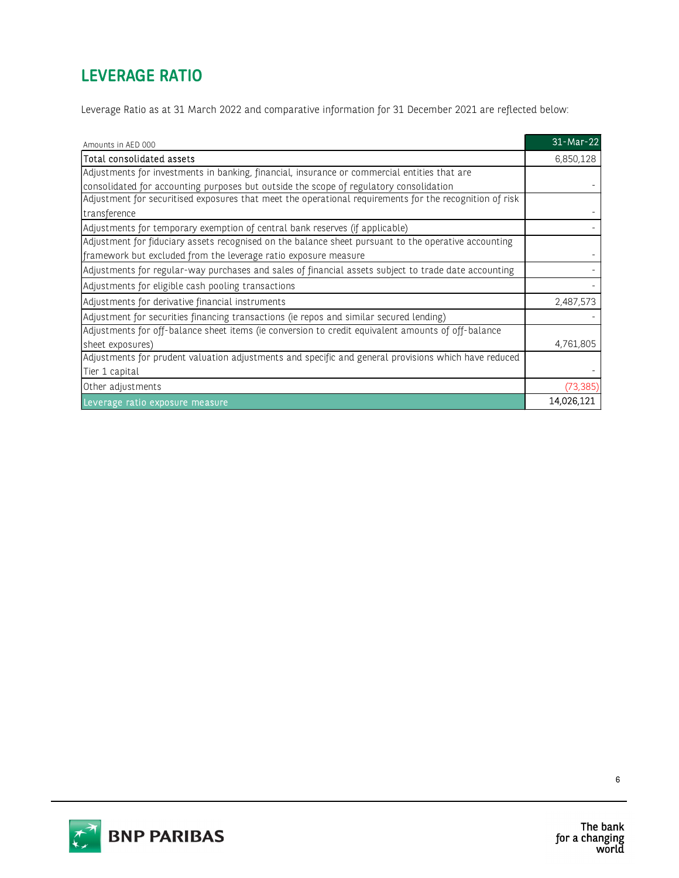## LEVERAGE RATIO

Leverage Ratio as at 31 March 2022 and comparative information for 31 December 2021 are reflected below:

| Amounts in AED 000 | 31-Mar-22 |
|---|---|
| Total consolidated assets | 6,850,128 |
| Adjustments for investments in banking, financial, insurance or commercial entities that are consolidated for accounting purposes but outside the scope of regulatory consolidation | - |
| Adjustment for securitised exposures that meet the operational requirements for the recognition of risk transference | - |
| Adjustments for temporary exemption of central bank reserves (if applicable) | - |
| Adjustment for fiduciary assets recognised on the balance sheet pursuant to the operative accounting framework but excluded from the leverage ratio exposure measure | - |
| Adjustments for regular-way purchases and sales of financial assets subject to trade date accounting | - |
| Adjustments for eligible cash pooling transactions | - |
| Adjustments for derivative financial instruments | 2,487,573 |
| Adjustment for securities financing transactions (ie repos and similar secured lending) | - |
| Adjustments for off-balance sheet items (ie conversion to credit equivalent amounts of off-balance sheet exposures) | 4,761,805 |
| Adjustments for prudent valuation adjustments and specific and general provisions which have reduced Tier 1 capital | - |
| Other adjustments | (73,385) |
| Leverage ratio exposure measure | 14,026,121 |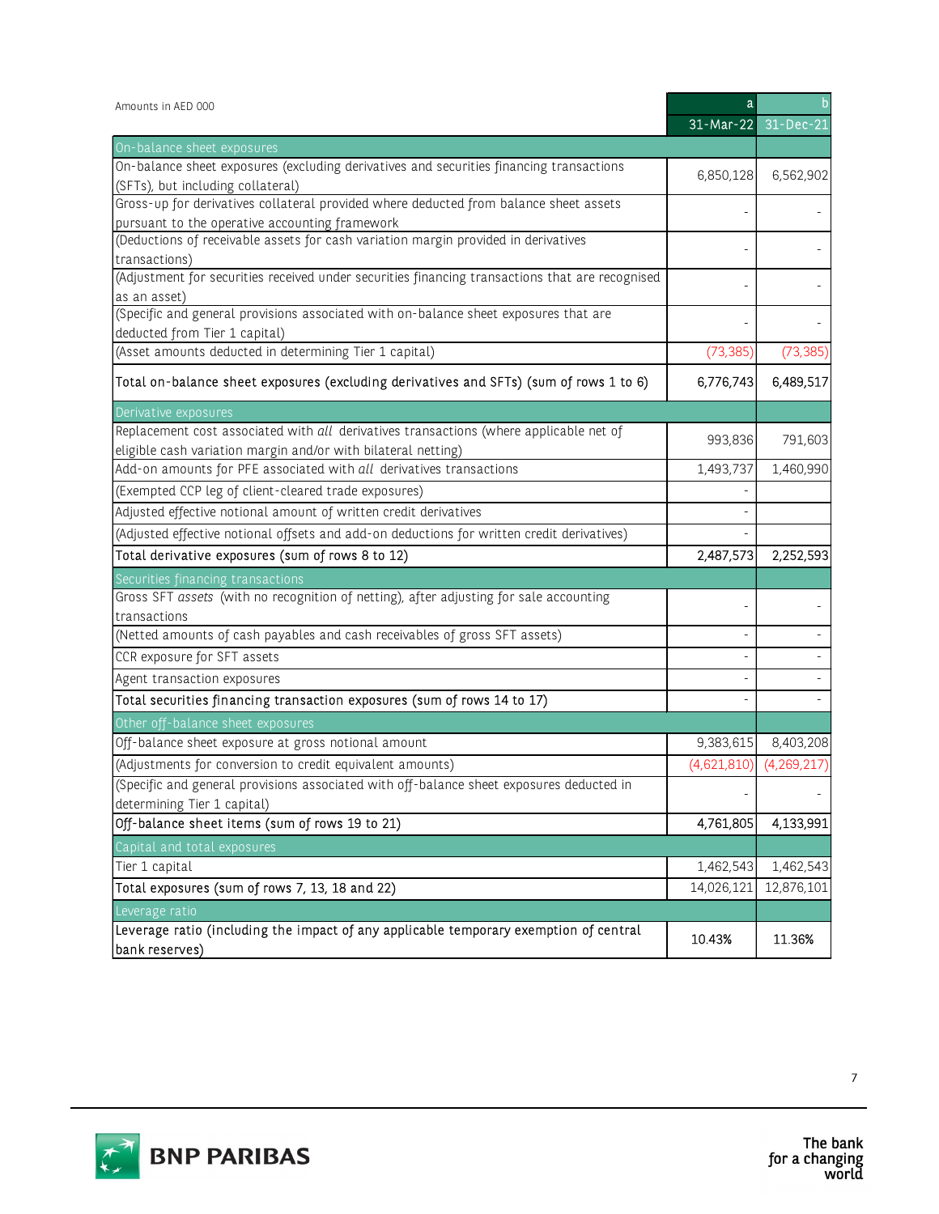| Amounts in AED 000 | a<br>31-Mar-22 | b<br>31-Dec-21 |
|---|---|---|
| On-balance sheet exposures | | |
| On-balance sheet exposures (excluding derivatives and securities financing transactions (SFTs), but including collateral) | 6,850,128 | 6,562,902 |
| Gross-up for derivatives collateral provided where deducted from balance sheet assets pursuant to the operative accounting framework | - | - |
| (Deductions of receivable assets for cash variation margin provided in derivatives transactions) | - | - |
| (Adjustment for securities received under securities financing transactions that are recognised as an asset) | - | - |
| (Specific and general provisions associated with on-balance sheet exposures that are deducted from Tier 1 capital) | - | - |
| (Asset amounts deducted in determining Tier 1 capital) | (73,385) | (73,385) |
| Total on-balance sheet exposures (excluding derivatives and SFTs) (sum of rows 1 to 6) | 6,776,743 | 6,489,517 |
| Derivative exposures | | |
| Replacement cost associated with *all* derivatives transactions (where applicable net of eligible cash variation margin and/or with bilateral netting) | 993,836 | 791,603 |
| Add-on amounts for PFE associated with *all* derivatives transactions | 1,493,737 | 1,460,990 |
| (Exempted CCP leg of client-cleared trade exposures) | - | |
| Adjusted effective notional amount of written credit derivatives | - | |
| (Adjusted effective notional offsets and add-on deductions for written credit derivatives) | - | |
| Total derivative exposures (sum of rows 8 to 12) | 2,487,573 | 2,252,593 |
| Securities financing transactions | | |
| Gross SFT *assets* (with no recognition of netting), after adjusting for sale accounting transactions | - | - |
| (Netted amounts of cash payables and cash receivables of gross SFT assets) | - | - |
| CCR exposure for SFT assets | - | - |
| Agent transaction exposures | - | - |
| Total securities financing transaction exposures (sum of rows 14 to 17) | - | - |
| Other off-balance sheet exposures | | |
| Off-balance sheet exposure at gross notional amount | 9,383,615 | 8,403,208 |
| (Adjustments for conversion to credit equivalent amounts) | (4,621,810) | (4,269,217) |
| (Specific and general provisions associated with off-balance sheet exposures deducted in determining Tier 1 capital) | - | - |
| Off-balance sheet items (sum of rows 19 to 21) | 4,761,805 | 4,133,991 |
| Capital and total exposures | | |
| Tier 1 capital | 1,462,543 | 1,462,543 |
| Total exposures (sum of rows 7, 13, 18 and 22) | 14,026,121 | 12,876,101 |
| Leverage ratio | | |
| Leverage ratio (including the impact of any applicable temporary exemption of central bank reserves) | 10.43% | 11.36% |